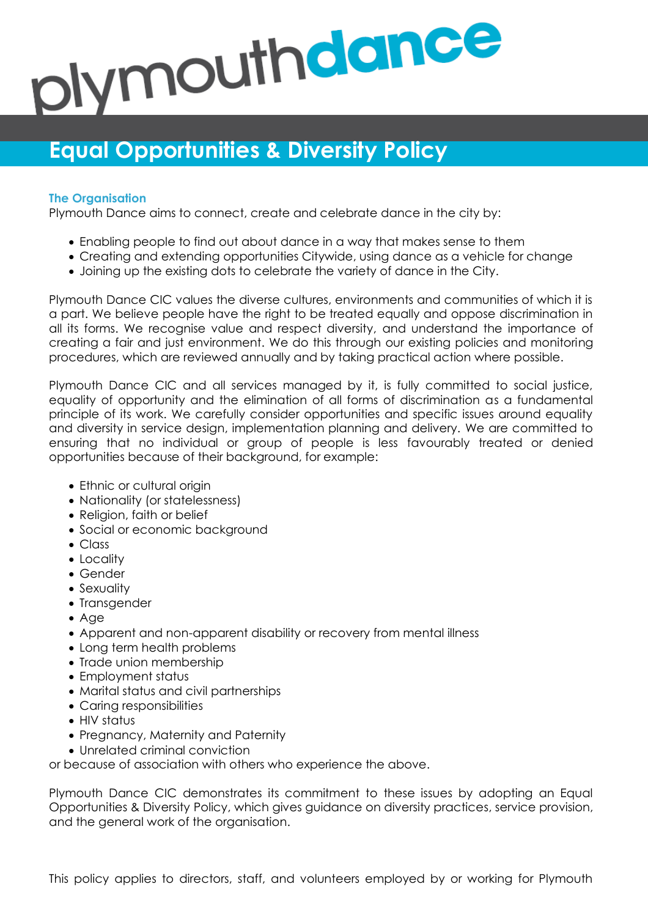plymouthdance

# Equal Opportunities & Diversity Policy

## The Organisation

Plymouth Dance aims to connect, create and celebrate dance in the city by:

- Enabling people to find out about dance in a way that makes sense to them
- Creating and extending opportunities Citywide, using dance as a vehicle for change
- Joining up the existing dots to celebrate the variety of dance in the City.

Plymouth Dance CIC values the diverse cultures, environments and communities of which it is a part. We believe people have the right to be treated equally and oppose discrimination in all its forms. We recognise value and respect diversity, and understand the importance of creating a fair and just environment. We do this through our existing policies and monitoring procedures, which are reviewed annually and by taking practical action where possible.

Plymouth Dance CIC and all services managed by it, is fully committed to social justice, equality of opportunity and the elimination of all forms of discrimination as a fundamental principle of its work. We carefully consider opportunities and specific issues around equality and diversity in service design, implementation planning and delivery. We are committed to ensuring that no individual or group of people is less favourably treated or denied opportunities because of their background, for example:

- Ethnic or cultural origin
- Nationality (or statelessness)
- Religion, faith or belief
- Social or economic background
- Class
- Locality
- Gender
- Sexuality
- Transgender
- Age
- Apparent and non-apparent disability or recovery from mental illness
- Long term health problems
- Trade union membership
- Employment status
- Marital status and civil partnerships
- Caring responsibilities
- HIV status
- Pregnancy, Maternity and Paternity
- Unrelated criminal conviction

or because of association with others who experience the above.

Plymouth Dance CIC demonstrates its commitment to these issues by adopting an Equal Opportunities & Diversity Policy, which gives guidance on diversity practices, service provision, and the general work of the organisation.

This policy applies to directors, staff, and volunteers employed by or working for Plymouth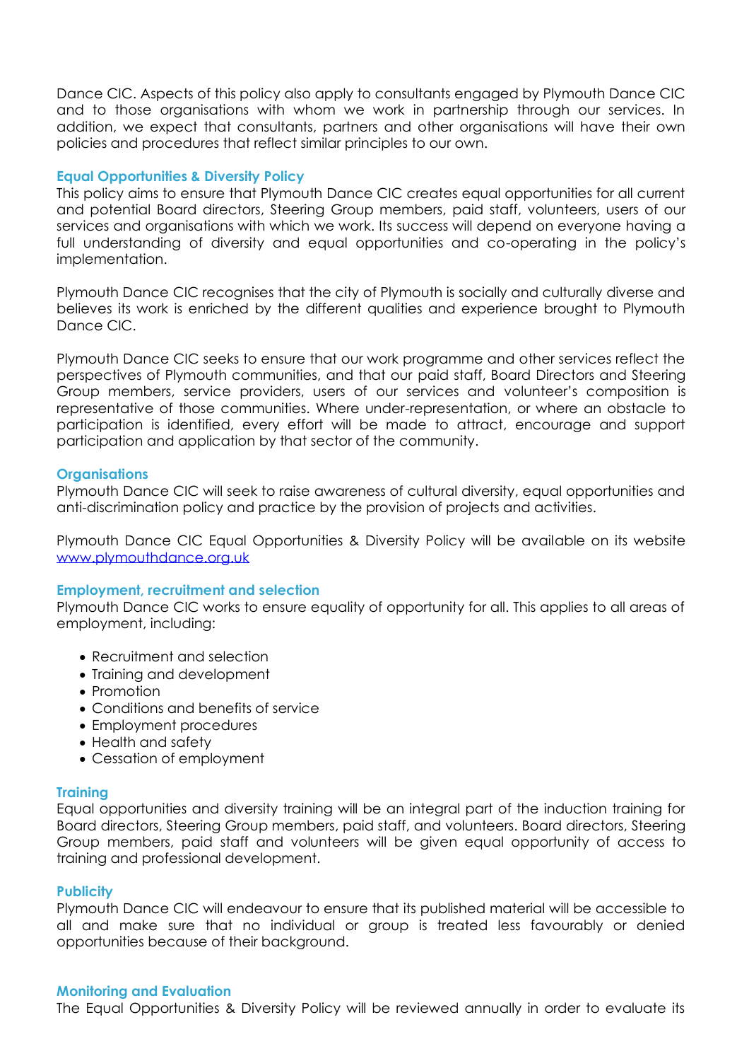Dance CIC. Aspects of this policy also apply to consultants engaged by Plymouth Dance CIC and to those organisations with whom we work in partnership through our services. In addition, we expect that consultants, partners and other organisations will have their own policies and procedures that reflect similar principles to our own.

### Equal Opportunities & Diversity Policy

This policy aims to ensure that Plymouth Dance CIC creates equal opportunities for all current and potential Board directors, Steering Group members, paid staff, volunteers, users of our services and organisations with which we work. Its success will depend on everyone having a full understanding of diversity and equal opportunities and co-operating in the policy's implementation.

Plymouth Dance CIC recognises that the city of Plymouth is socially and culturally diverse and believes its work is enriched by the different qualities and experience brought to Plymouth Dance CIC.

Plymouth Dance CIC seeks to ensure that our work programme and other services reflect the perspectives of Plymouth communities, and that our paid staff, Board Directors and Steering Group members, service providers, users of our services and volunteer's composition is representative of those communities. Where under-representation, or where an obstacle to participation is identified, every effort will be made to attract, encourage and support participation and application by that sector of the community.

### Organisations

Plymouth Dance CIC will seek to raise awareness of cultural diversity, equal opportunities and anti-discrimination policy and practice by the provision of projects and activities.

Plymouth Dance CIC Equal Opportunities & Diversity Policy will be available on its website [www.plymouthdance.org.uk](http://www.plymouthdance.org.uk)

### Employment, recruitment and selection

Plymouth Dance CIC works to ensure equality of opportunity for all. This applies to all areas of employment, including:

- Recruitment and selection
- Training and development
- Promotion
- Conditions and benefits of service
- Employment procedures
- Health and safety
- Cessation of employment

### Training

Equal opportunities and diversity training will be an integral part of the induction training for Board directors, Steering Group members, paid staff, and volunteers. Board directors, Steering Group members, paid staff and volunteers will be given equal opportunity of access to training and professional development.

### Publicity

Plymouth Dance CIC will endeavour to ensure that its published material will be accessible to all and make sure that no individual or group is treated less favourably or denied opportunities because of their background.

### Monitoring and Evaluation

The Equal Opportunities & Diversity Policy will be reviewed annually in order to evaluate its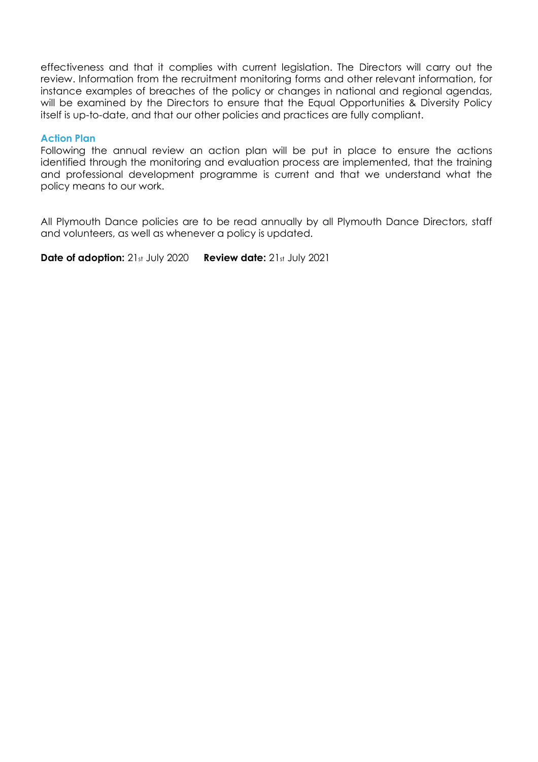effectiveness and that it complies with current legislation. The Directors will carry out the review. Information from the recruitment monitoring forms and other relevant information, for instance examples of breaches of the policy or changes in national and regional agendas, will be examined by the Directors to ensure that the Equal Opportunities & Diversity Policy itself is up-to-date, and that our other policies and practices are fully compliant.

### Action Plan

Following the annual review an action plan will be put in place to ensure the actions identified through the monitoring and evaluation process are implemented, that the training and professional development programme is current and that we understand what the policy means to our work.

All Plymouth Dance policies are to be read annually by all Plymouth Dance Directors, staff and volunteers, as well as whenever a policy is updated.

**Date of adoption:** 21st July 2020 **Review date:** 21st July 2021